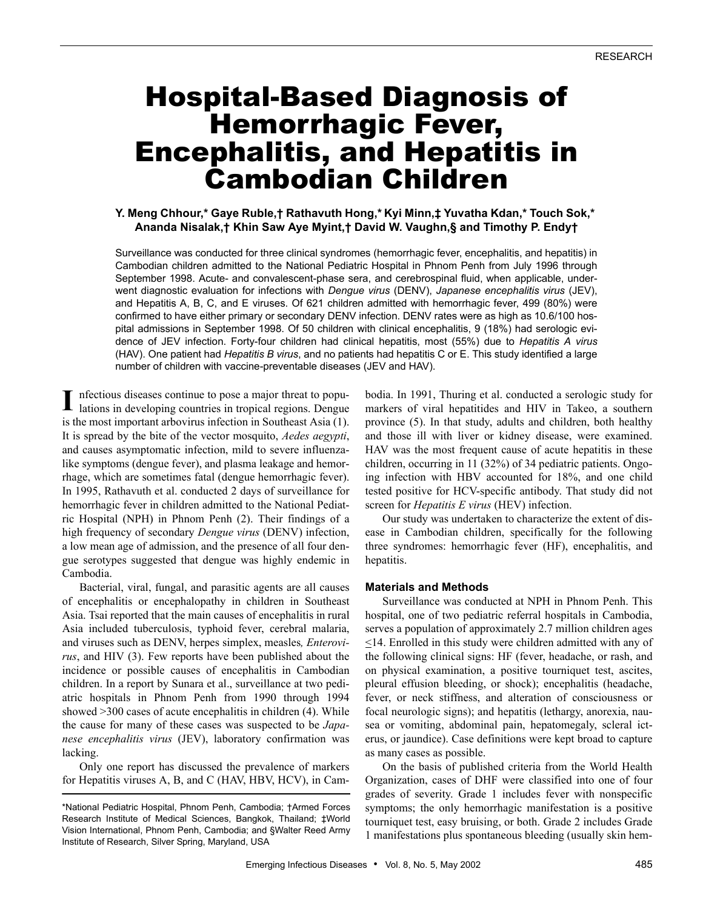RESEARCH

# Hospital-Based Diagnosis of Hemorrhagic Fever, Encephalitis, and Hepatitis in Cambodian Children

**Y. Meng Chhour,* Gaye Ruble,† Rathavuth Hong,* Kyi Minn,‡ Yuvatha Kdan,* Touch Sok,* Ananda Nisalak,† Khin Saw Aye Myint,† David W. Vaughn,§ and Timothy P. Endy†**

Surveillance was conducted for three clinical syndromes (hemorrhagic fever, encephalitis, and hepatitis) in Cambodian children admitted to the National Pediatric Hospital in Phnom Penh from July 1996 through September 1998. Acute- and convalescent-phase sera, and cerebrospinal fluid, when applicable, underwent diagnostic evaluation for infections with *Dengue virus* (DENV), *Japanese encephalitis virus* (JEV), and Hepatitis A, B, C, and E viruses. Of 621 children admitted with hemorrhagic fever, 499 (80%) were confirmed to have either primary or secondary DENV infection. DENV rates were as high as 10.6/100 hospital admissions in September 1998. Of 50 children with clinical encephalitis, 9 (18%) had serologic evidence of JEV infection. Forty-four children had clinical hepatitis, most (55%) due to *Hepatitis A virus* (HAV). One patient had *Hepatitis B virus*, and no patients had hepatitis C or E. This study identified a large number of children with vaccine-preventable diseases (JEV and HAV).

Infectious diseases continue to pose a major threat to populations in developing countries in tropical regions. Dengue is the most important arbovirus infection in Southeast Asia (1). It is spread by the bite of the vector mosquito, *Aedes aegypti*, and causes asymptomatic infection, mild to severe influenza-like symptoms (dengue fever), and plasma leakage and hemorrhage, which are sometimes fatal (dengue hemorrhagic fever). In 1995, Rathavuth et al. conducted 2 days of surveillance for hemorrhagic fever in children admitted to the National Pediatric Hospital (NPH) in Phnom Penh (2). Their findings of a high frequency of secondary *Dengue virus* (DENV) infection, a low mean age of admission, and the presence of all four dengue serotypes suggested that dengue was highly endemic in Cambodia.

Bacterial, viral, fungal, and parasitic agents are all causes of encephalitis or encephalopathy in children in Southeast Asia. Tsai reported that the main causes of encephalitis in rural Asia included tuberculosis, typhoid fever, cerebral malaria, and viruses such as DENV, herpes simplex, measles, *Enterovirus*, and HIV (3). Few reports have been published about the incidence or possible causes of encephalitis in Cambodian children. In a report by Sunara et al., surveillance at two pediatric hospitals in Phnom Penh from 1990 through 1994 showed >300 cases of acute encephalitis in children (4). While the cause for many of these cases was suspected to be *Japanese encephalitis virus* (JEV), laboratory confirmation was lacking.

Only one report has discussed the prevalence of markers for Hepatitis viruses A, B, and C (HAV, HBV, HCV), in Cambodia. In 1991, Thuring et al. conducted a serologic study for markers of viral hepatitides and HIV in Takeo, a southern province (5). In that study, adults and children, both healthy and those ill with liver or kidney disease, were examined. HAV was the most frequent cause of acute hepatitis in these children, occurring in 11 (32%) of 34 pediatric patients. Ongoing infection with HBV accounted for 18%, and one child tested positive for HCV-specific antibody. That study did not screen for *Hepatitis E virus* (HEV) infection.

Our study was undertaken to characterize the extent of disease in Cambodian children, specifically for the following three syndromes: hemorrhagic fever (HF), encephalitis, and hepatitis.

## Materials and Methods

Surveillance was conducted at NPH in Phnom Penh. This hospital, one of two pediatric referral hospitals in Cambodia, serves a population of approximately 2.7 million children ages ≤14. Enrolled in this study were children admitted with any of the following clinical signs: HF (fever, headache, or rash, and on physical examination, a positive tourniquet test, ascites, pleural effusion bleeding, or shock); encephalitis (headache, fever, or neck stiffness, and alteration of consciousness or focal neurologic signs); and hepatitis (lethargy, anorexia, nausea or vomiting, abdominal pain, hepatomegaly, scleral icterus, or jaundice). Case definitions were kept broad to capture as many cases as possible.

On the basis of published criteria from the World Health Organization, cases of DHF were classified into one of four grades of severity. Grade 1 includes fever with nonspecific symptoms; the only hemorrhagic manifestation is a positive tourniquet test, easy bruising, or both. Grade 2 includes Grade 1 manifestations plus spontaneous bleeding (usually skin hem-

*National Pediatric Hospital, Phnom Penh, Cambodia; †Armed Forces Research Institute of Medical Sciences, Bangkok, Thailand; ‡World Vision International, Phnom Penh, Cambodia; and §Walter Reed Army Institute of Research, Silver Spring, Maryland, USA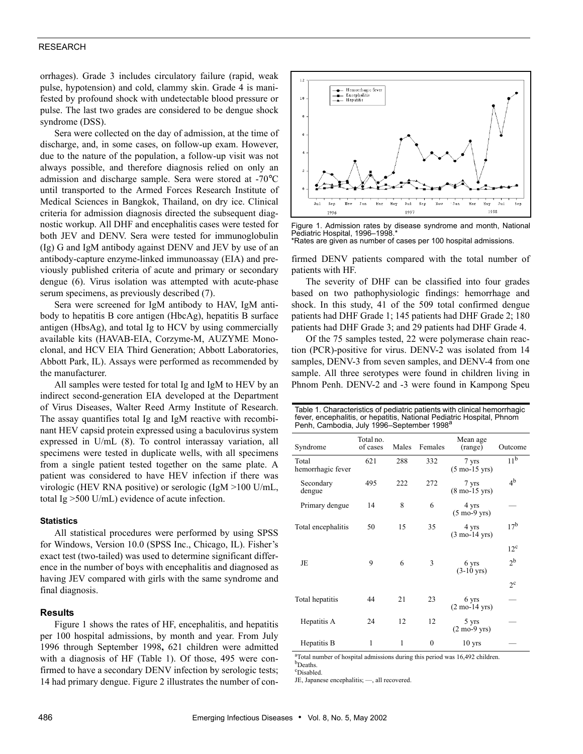orrhages). Grade 3 includes circulatory failure (rapid, weak pulse, hypotension) and cold, clammy skin. Grade 4 is manifested by profound shock with undetectable blood pressure or pulse. The last two grades are considered to be dengue shock syndrome (DSS).

Sera were collected on the day of admission, at the time of discharge, and, in some cases, on follow-up exam. However, due to the nature of the population, a follow-up visit was not always possible, and therefore diagnosis relied on only an admission and discharge sample. Sera were stored at -70°C until transported to the Armed Forces Research Institute of Medical Sciences in Bangkok, Thailand, on dry ice. Clinical criteria for admission diagnosis directed the subsequent diagnostic workup. All DHF and encephalitis cases were tested for both JEV and DENV. Sera were tested for immunoglobulin (Ig) G and IgM antibody against DENV and JEV by use of an antibody-capture enzyme-linked immunoassay (EIA) and previously published criteria of acute and primary or secondary dengue (6). Virus isolation was attempted with acute-phase serum specimens, as previously described (7).

Sera were screened for IgM antibody to HAV, IgM antibody to hepatitis B core antigen (HbcAg), hepatitis B surface antigen (HbsAg), and total Ig to HCV by using commercially available kits (HAVAB-EIA, Corzyme-M, AUZYME Monoclonal, and HCV EIA Third Generation; Abbott Laboratories, Abbott Park, IL). Assays were performed as recommended by the manufacturer.

All samples were tested for total Ig and IgM to HEV by an indirect second-generation EIA developed at the Department of Virus Diseases, Walter Reed Army Institute of Research. The assay quantifies total Ig and IgM reactive with recombinant HEV capsid protein expressed using a baculovirus system expressed in U/mL (8). To control interassay variation, all specimens were tested in duplicate wells, with all specimens from a single patient tested together on the same plate. A patient was considered to have HEV infection if there was virologic (HEV RNA positive) or serologic (IgM >100 U/mL, total Ig >500 U/mL) evidence of acute infection.

#### Statistics

All statistical procedures were performed by using SPSS for Windows, Version 10.0 (SPSS Inc., Chicago, IL). Fisher's exact test (two-tailed) was used to determine significant difference in the number of boys with encephalitis and diagnosed as having JEV compared with girls with the same syndrome and final diagnosis.

### Results

Figure 1 shows the rates of HF, encephalitis, and hepatitis per 100 hospital admissions, by month and year. From July 1996 through September 1998, 621 children were admitted with a diagnosis of HF (Table 1). Of those, 495 were confirmed to have a secondary DENV infection by serologic tests; 14 had primary dengue. Figure 2 illustrates the number of confirmed DENV patients compared with the total number of patients with HF.

Figure 1. Admission rates by disease syndrome and month, National Pediatric Hospital, 1996–1998.*
*Rates are given as number of cases per 100 hospital admissions.

The severity of DHF can be classified into four grades based on two pathophysiologic findings: hemorrhage and shock. In this study, 41 of the 509 total confirmed dengue patients had DHF Grade 1; 145 patients had DHF Grade 2; 180 patients had DHF Grade 3; and 29 patients had DHF Grade 4.

Of the 75 samples tested, 22 were polymerase chain reaction (PCR)-positive for virus. DENV-2 was isolated from 14 samples, DENV-3 from seven samples, and DENV-4 from one sample. All three serotypes were found in children living in Phnom Penh. DENV-2 and -3 were found in Kampong Speu

Table 1. Characteristics of pediatric patients with clinical hemorrhagic fever, encephalitis, or hepatitis, National Pediatric Hospital, Phnom Penh, Cambodia, July 1996–September 1998[a]

| Syndrome | Total no. of cases | Males | Females | Mean age (range) | Outcome |
|---|---|---|---|---|---|
| Total hemorrhagic fever | 621 | 288 | 332 | 7 yrs (5 mo-15 yrs) | 11[b] |
| Secondary dengue | 495 | 222 | 272 | 7 yrs (8 mo-15 yrs) | 4[b] |
| Primary dengue | 14 | 8 | 6 | 4 yrs (5 mo-9 yrs) | — |
| Total encephalitis | 50 | 15 | 35 | 4 yrs (3 mo-14 yrs) | 17[b] 12[c] |
| JE | 9 | 6 | 3 | 6 yrs (3-10 yrs) | 2[b] 2[c] |
| Total hepatitis | 44 | 21 | 23 | 6 yrs (2 mo-14 yrs) | — |
| Hepatitis A | 24 | 12 | 12 | 5 yrs (2 mo-9 yrs) | — |
| Hepatitis B | 1 | 1 | 0 | 10 yrs | — |

[a]Total number of hospital admissions during this period was 16,492 children.
[b]Deaths.
[c]Disabled.
JE, Japanese encephalitis; —, all recovered.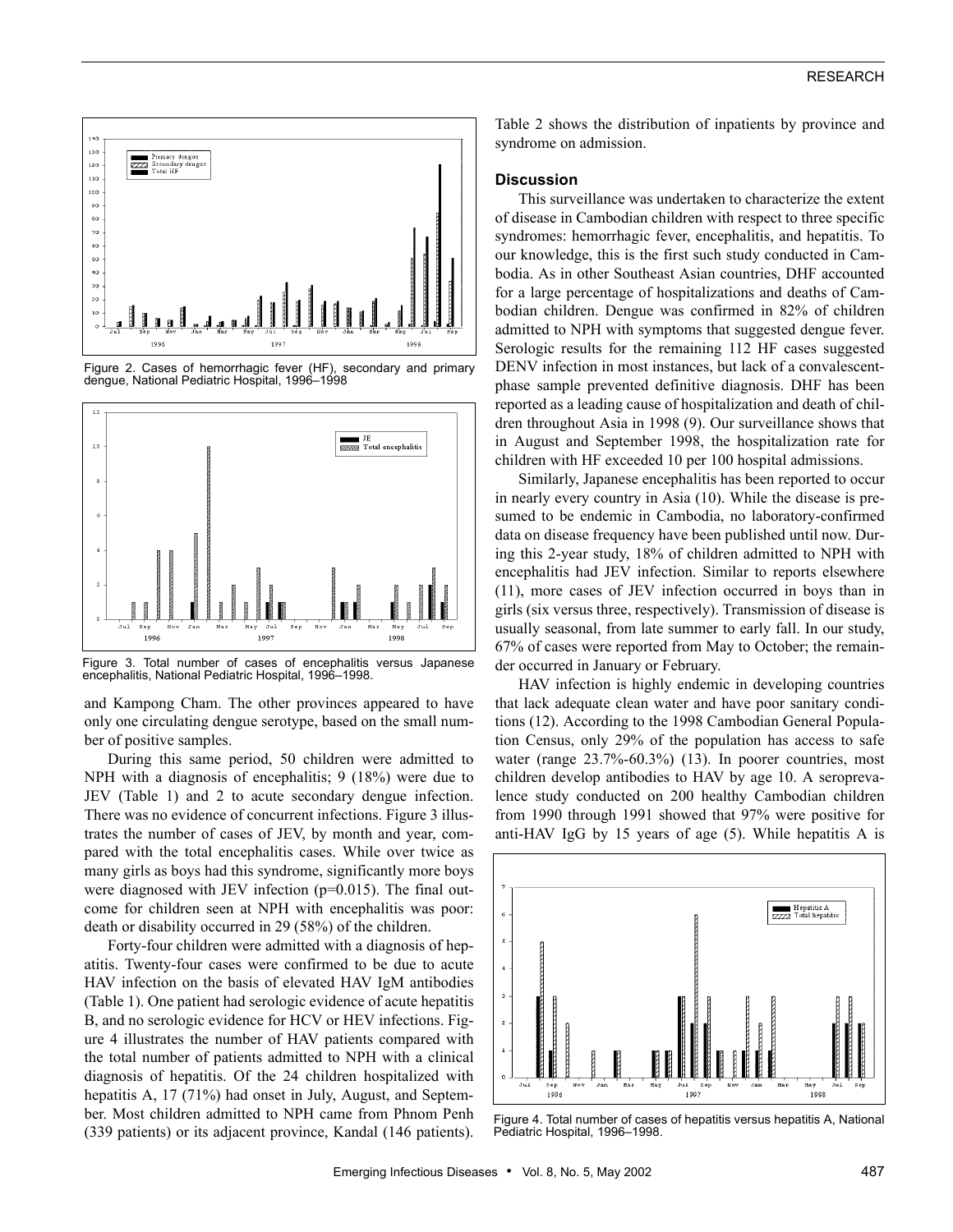140
130
120
110
100
90
80
70
60
50
40
30
20
10
0

Primary dengue
Secondary dengue
Total HF

Jul Sep Nov Jan Mar May Jul Sep Nov Jan Mar May Jul Sep
1996 1997 1998

Figure 2. Cases of hemorrhagic fever (HF), secondary and primary dengue, National Pediatric Hospital, 1996–1998

12
10
8
6
4
2
0

JE
Total encephalitis

Jul Sep Nov Jan Mar May Jul Sep Nov Jan Mar May Jul Sep
1996 1997 1998

Figure 3. Total number of cases of encephalitis versus Japanese encephalitis, National Pediatric Hospital, 1996–1998.

and Kampong Cham. The other provinces appeared to have only one circulating dengue serotype, based on the small number of positive samples.

During this same period, 50 children were admitted to NPH with a diagnosis of encephalitis; 9 (18%) were due to JEV (Table 1) and 2 to acute secondary dengue infection. There was no evidence of concurrent infections. Figure 3 illustrates the number of cases of JEV, by month and year, compared with the total encephalitis cases. While over twice as many girls as boys had this syndrome, significantly more boys were diagnosed with JEV infection ($p=0.015$). The final outcome for children seen at NPH with encephalitis was poor: death or disability occurred in 29 (58%) of the children.

Forty-four children were admitted with a diagnosis of hepatitis. Twenty-four cases were confirmed to be due to acute HAV infection on the basis of elevated HAV IgM antibodies (Table 1). One patient had serologic evidence of acute hepatitis B, and no serologic evidence for HCV or HEV infections. Figure 4 illustrates the number of HAV patients compared with the total number of patients admitted to NPH with a clinical diagnosis of hepatitis. Of the 24 children hospitalized with hepatitis A, 17 (71%) had onset in July, August, and September. Most children admitted to NPH came from Phnom Penh (339 patients) or its adjacent province, Kandal (146 patients). Table 2 shows the distribution of inpatients by province and syndrome on admission.

## Discussion

This surveillance was undertaken to characterize the extent of disease in Cambodian children with respect to three specific syndromes: hemorrhagic fever, encephalitis, and hepatitis. To our knowledge, this is the first such study conducted in Cambodia. As in other Southeast Asian countries, DHF accounted for a large percentage of hospitalizations and deaths of Cambodian children. Dengue was confirmed in 82% of children admitted to NPH with symptoms that suggested dengue fever. Serologic results for the remaining 112 HF cases suggested DENV infection in most instances, but lack of a convalescent-phase sample prevented definitive diagnosis. DHF has been reported as a leading cause of hospitalization and death of children throughout Asia in 1998 (9). Our surveillance shows that in August and September 1998, the hospitalization rate for children with HF exceeded 10 per 100 hospital admissions.

Similarly, Japanese encephalitis has been reported to occur in nearly every country in Asia (10). While the disease is presumed to be endemic in Cambodia, no laboratory-confirmed data on disease frequency have been published until now. During this 2-year study, 18% of children admitted to NPH with encephalitis had JEV infection. Similar to reports elsewhere (11), more cases of JEV infection occurred in boys than in girls (six versus three, respectively). Transmission of disease is usually seasonal, from late summer to early fall. In our study, 67% of cases were reported from May to October; the remainder occurred in January or February.

HAV infection is highly endemic in developing countries that lack adequate clean water and have poor sanitary conditions (12). According to the 1998 Cambodian General Population Census, only 29% of the population has access to safe water (range 23.7%-60.3%) (13). In poorer countries, most children develop antibodies to HAV by age 10. A seroprevalence study conducted on 200 healthy Cambodian children from 1990 through 1991 showed that 97% were positive for anti-HAV IgG by 15 years of age (5). While hepatitis A is

7
6
5
4
3
2
1
0

Hepatitis A
Total hepatitis

Jul Sep Nov Jan Mar May Jul Sep Nov Jan Mar May Jul Sep
1996 1997 1998

Figure 4. Total number of cases of hepatitis versus hepatitis A, National Pediatric Hospital, 1996–1998.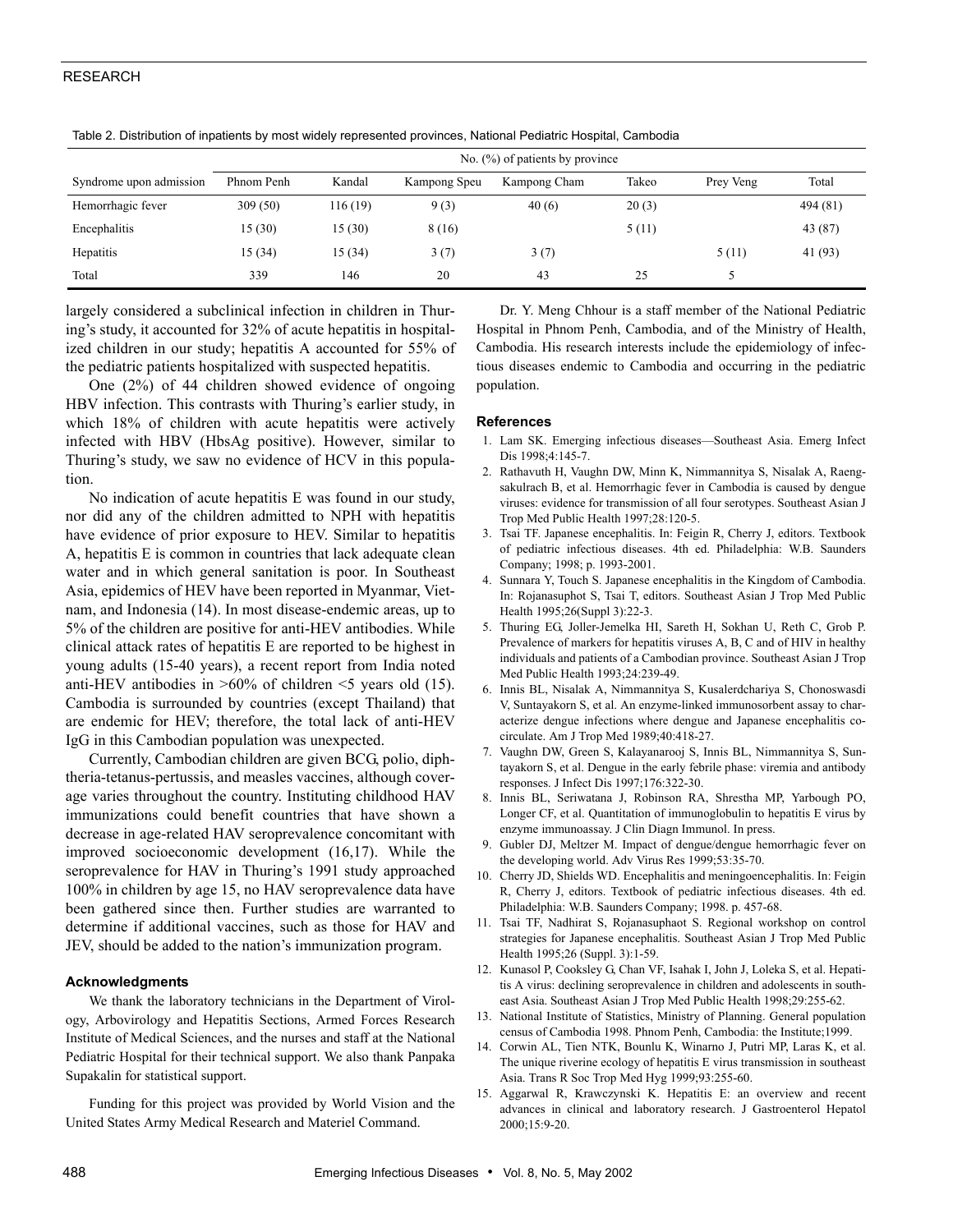Table 2. Distribution of inpatients by most widely represented provinces, National Pediatric Hospital, Cambodia

| | No. (%) of patients by province | | | | | | |
|---|---|---|---|---|---|---|---|
| Syndrome upon admission | Phnom Penh | Kandal | Kampong Speu | Kampong Cham | Takeo | Prey Veng | Total |
| Hemorrhagic fever | 309 (50) | 116 (19) | 9 (3) | 40 (6) | 20 (3) | | 494 (81) |
| Encephalitis | 15 (30) | 15 (30) | 8 (16) | | 5 (11) | | 43 (87) |
| Hepatitis | 15 (34) | 15 (34) | 3 (7) | 3 (7) | | 5 (11) | 41 (93) |
| Total | 339 | 146 | 20 | 43 | 25 | 5 | |

largely considered a subclinical infection in children in Thuring's study, it accounted for 32% of acute hepatitis in hospitalized children in our study; hepatitis A accounted for 55% of the pediatric patients hospitalized with suspected hepatitis.

One (2%) of 44 children showed evidence of ongoing HBV infection. This contrasts with Thuring's earlier study, in which 18% of children with acute hepatitis were actively infected with HBV (HbsAg positive). However, similar to Thuring's study, we saw no evidence of HCV in this population.

No indication of acute hepatitis E was found in our study, nor did any of the children admitted to NPH with hepatitis have evidence of prior exposure to HEV. Similar to hepatitis A, hepatitis E is common in countries that lack adequate clean water and in which general sanitation is poor. In Southeast Asia, epidemics of HEV have been reported in Myanmar, Vietnam, and Indonesia (14). In most disease-endemic areas, up to 5% of the children are positive for anti-HEV antibodies. While clinical attack rates of hepatitis E are reported to be highest in young adults (15-40 years), a recent report from India noted anti-HEV antibodies in >60% of children <5 years old (15). Cambodia is surrounded by countries (except Thailand) that are endemic for HEV; therefore, the total lack of anti-HEV IgG in this Cambodian population was unexpected.

Currently, Cambodian children are given BCG, polio, diphtheria-tetanus-pertussis, and measles vaccines, although coverage varies throughout the country. Instituting childhood HAV immunizations could benefit countries that have shown a decrease in age-related HAV seroprevalence concomitant with improved socioeconomic development (16,17). While the seroprevalence for HAV in Thuring's 1991 study approached 100% in children by age 15, no HAV seroprevalence data have been gathered since then. Further studies are warranted to determine if additional vaccines, such as those for HAV and JEV, should be added to the nation's immunization program.

#### Acknowledgments

We thank the laboratory technicians in the Department of Virology, Arbovirology and Hepatitis Sections, Armed Forces Research Institute of Medical Sciences, and the nurses and staff at the National Pediatric Hospital for their technical support. We also thank Panpaka Supakalin for statistical support.

Funding for this project was provided by World Vision and the United States Army Medical Research and Materiel Command.

Dr. Y. Meng Chhour is a staff member of the National Pediatric Hospital in Phnom Penh, Cambodia, and of the Ministry of Health, Cambodia. His research interests include the epidemiology of infectious diseases endemic to Cambodia and occurring in the pediatric population.

#### References

1. Lam SK. Emerging infectious diseases—Southeast Asia. Emerg Infect Dis 1998;4:145-7.
2. Rathavuth H, Vaughn DW, Minn K, Nimmannitya S, Nisalak A, Raengsakulrach B, et al. Hemorrhagic fever in Cambodia is caused by dengue viruses: evidence for transmission of all four serotypes. Southeast Asian J Trop Med Public Health 1997;28:120-5.
3. Tsai TF. Japanese encephalitis. In: Feigin R, Cherry J, editors. Textbook of pediatric infectious diseases. 4th ed. Philadelphia: W.B. Saunders Company; 1998; p. 1993-2001.
4. Sunnara Y, Touch S. Japanese encephalitis in the Kingdom of Cambodia. In: Rojanasuphot S, Tsai T, editors. Southeast Asian J Trop Med Public Health 1995;26(Suppl 3):22-3.
5. Thuring EG, Joller-Jemelka HI, Sareth H, Sokhan U, Reth C, Grob P. Prevalence of markers for hepatitis viruses A, B, C and of HIV in healthy individuals and patients of a Cambodian province. Southeast Asian J Trop Med Public Health 1993;24:239-49.
6. Innis BL, Nisalak A, Nimmannitya S, Kusalerdchariya S, Chonoswasdi V, Suntayakorn S, et al. An enzyme-linked immunosorbent assay to characterize dengue infections where dengue and Japanese encephalitis co-circulate. Am J Trop Med 1989;40:418-27.
7. Vaughn DW, Green S, Kalayanarooj S, Innis BL, Nimmannitya S, Suntayakorn S, et al. Dengue in the early febrile phase: viremia and antibody responses. J Infect Dis 1997;176:322-30.
8. Innis BL, Seriwatana J, Robinson RA, Shrestha MP, Yarbough PO, Longer CF, et al. Quantitation of immunoglobulin to hepatitis E virus by enzyme immunoassay. J Clin Diagn Immunol. In press.
9. Gubler DJ, Meltzer M. Impact of dengue/dengue hemorrhagic fever on the developing world. Adv Virus Res 1999;53:35-70.
10. Cherry JD, Shields WD. Encephalitis and meningoencephalitis. In: Feigin R, Cherry J, editors. Textbook of pediatric infectious diseases. 4th ed. Philadelphia: W.B. Saunders Company; 1998. p. 457-68.
11. Tsai TF, Nadhirat S, Rojanasuphaot S. Regional workshop on control strategies for Japanese encephalitis. Southeast Asian J Trop Med Public Health 1995;26 (Suppl. 3):1-59.
12. Kunasol P, Cooksley G, Chan VF, Isahak I, John J, Loleka S, et al. Hepatitis A virus: declining seroprevalence in children and adolescents in southeast Asia. Southeast Asian J Trop Med Public Health 1998;29:255-62.
13. National Institute of Statistics, Ministry of Planning. General population census of Cambodia 1998. Phnom Penh, Cambodia: the Institute;1999.
14. Corwin AL, Tien NTK, Bounlu K, Winarno J, Putri MP, Laras K, et al. The unique riverine ecology of hepatitis E virus transmission in southeast Asia. Trans R Soc Trop Med Hyg 1999;93:255-60.
15. Aggarwal R, Krawczynski K. Hepatitis E: an overview and recent advances in clinical and laboratory research. J Gastroenterol Hepatol 2000;15:9-20.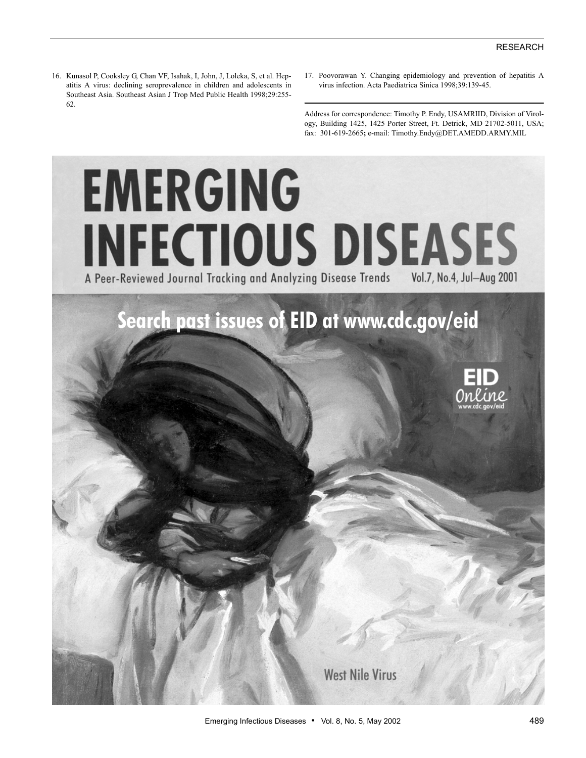16. Kunasol P, Cooksley G, Chan VF, Isahak, I, John, J, Loleka, S, et al. Hepatitis A virus: declining seroprevalence in children and adolescents in Southeast Asia. Southeast Asian J Trop Med Public Health 1998;29:255-62.

17. Poovorawan Y. Changing epidemiology and prevention of hepatitis A virus infection. Acta Paediatrica Sinica 1998;39:139-45.

Address for correspondence: Timothy P. Endy, USAMRIID, Division of Virology, Building 1425, 1425 Porter Street, Ft. Detrick, MD 21702-5011, USA; fax: 301-619-2665; e-mail: Timothy.Endy@DET.AMEDD.ARMY.MIL

EMERGING INFECTIOUS DISEASES

A Peer-Reviewed Journal Tracking and Analyzing Disease Trends Vol.7, No.4, Jul–Aug 2001

Search past issues of EID at www.cdc.gov/eid

EID Online www.cdc.gov/eid

West Nile Virus